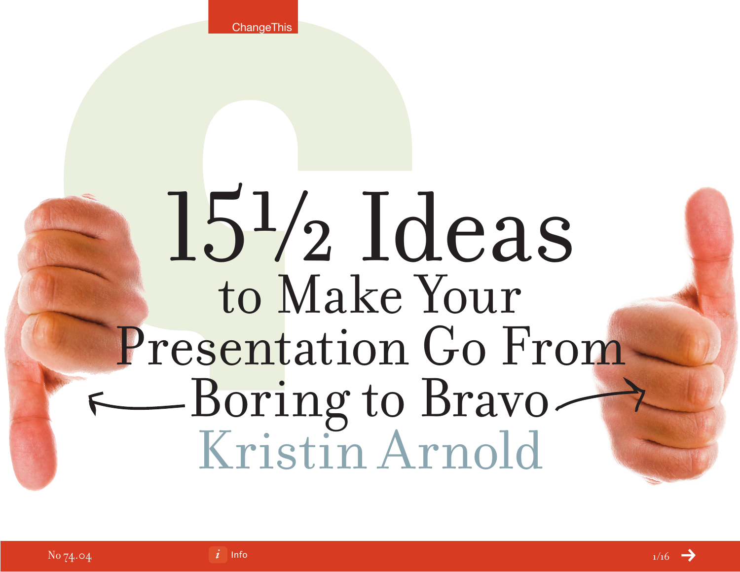# 15½ Ideas to Make Your Presentation Go From Boring to Bravo

Kristin Arnold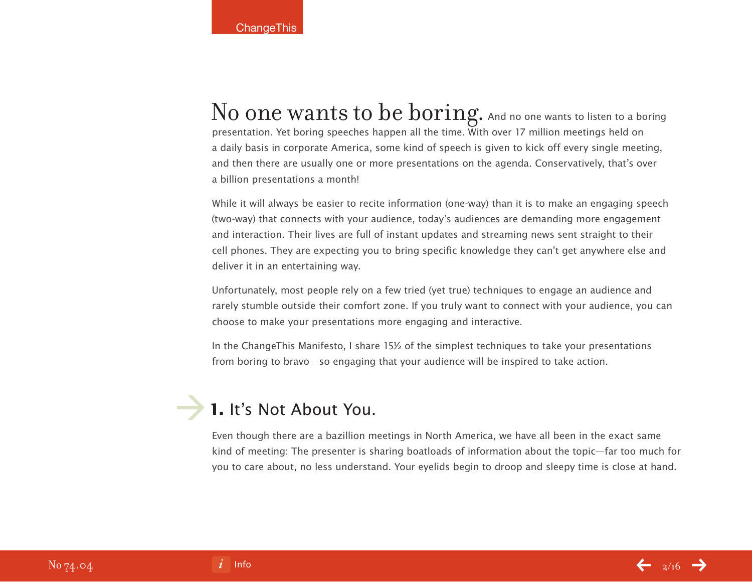**No one wants to be boring.** And no one wants to listen to a boring presentation. Yet boring speeches happen all the time. With over 17 million meetings held on a daily basis in corporate America, some kind of speech is given to kick off every single meeting, and then there are usually one or more presentations on the agenda. Conservatively, that's over a billion presentations a month!

While it will always be easier to recite information (one-way) than it is to make an engaging speech (two-way) that connects with your audience, today's audiences are demanding more engagement and interaction. Their lives are full of instant updates and streaming news sent straight to their cell phones. They are expecting you to bring specific knowledge they can't get anywhere else and deliver it in an entertaining way.

Unfortunately, most people rely on a few tried (yet true) techniques to engage an audience and rarely stumble outside their comfort zone. If you truly want to connect with your audience, you can choose to make your presentations more engaging and interactive.

In the ChangeThis Manifesto, I share 15½ of the simplest techniques to take your presentations from boring to bravo—so engaging that your audience will be inspired to take action.

## **1.** It's Not About You.

Even though there are a bazillion meetings in North America, we have all been in the exact same kind of meeting: The presenter is sharing boatloads of information about the topic—far too much for you to care about, no less understand. Your eyelids begin to droop and sleepy time is close at hand.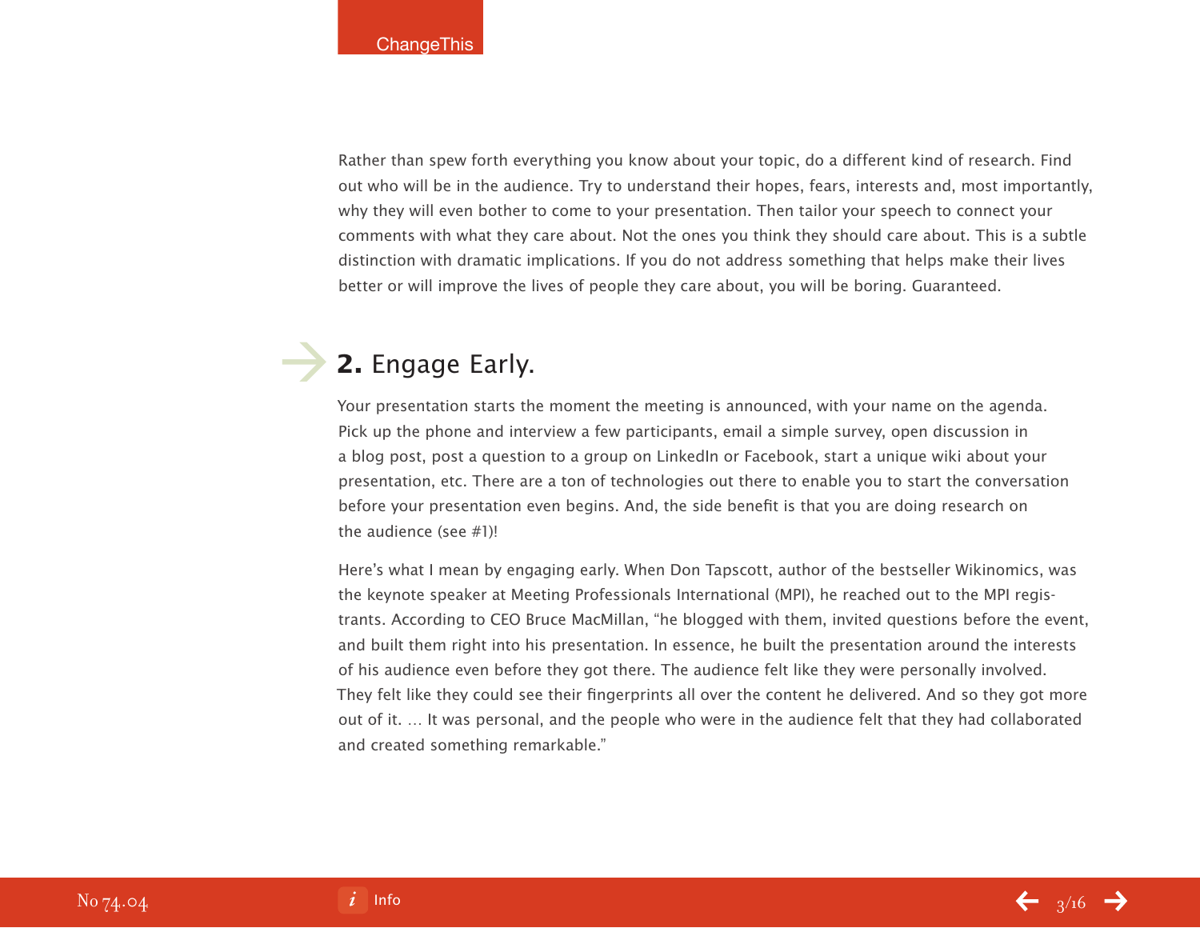Rather than spew forth everything you know about your topic, do a different kind of research. Find out who will be in the audience. Try to understand their hopes, fears, interests and, most importantly, why they will even bother to come to your presentation. Then tailor your speech to connect your comments with what they care about. Not the ones you think they should care about. This is a subtle distinction with dramatic implications. If you do not address something that helps make their lives better or will improve the lives of people they care about, you will be boring. Guaranteed.

## **2.** Engage Early.

Your presentation starts the moment the meeting is announced, with your name on the agenda. Pick up the phone and interview a few participants, email a simple survey, open discussion in a blog post, post a question to a group on LinkedIn or Facebook, start a unique wiki about your presentation, etc. There are a ton of technologies out there to enable you to start the conversation before your presentation even begins. And, the side benefit is that you are doing research on the audience (see #1)!

Here's what I mean by engaging early. When Don Tapscott, author of the bestseller Wikinomics, was the keynote speaker at Meeting Professionals International (MPI), he reached out to the MPI registrants. According to CEO Bruce MacMillan, "he blogged with them, invited questions before the event, and built them right into his presentation. In essence, he built the presentation around the interests of his audience even before they got there. The audience felt like they were personally involved. They felt like they could see their fingerprints all over the content he delivered. And so they got more out of it. … It was personal, and the people who were in the audience felt that they had collaborated and created something remarkable."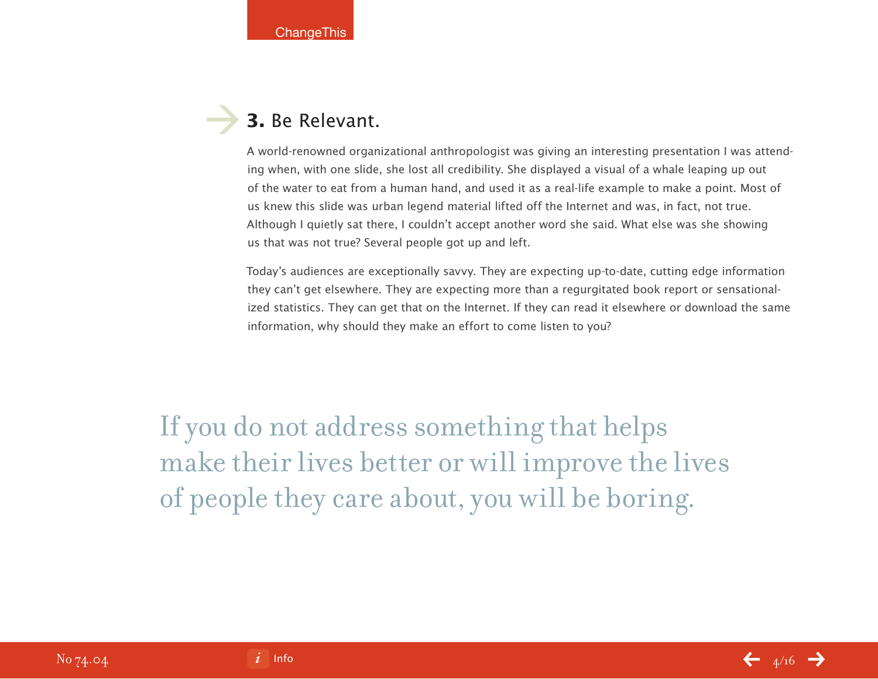### 3. Be Relevant.

A world-renowned organizational anthropologist was giving an interesting presentation I was attending when, with one slide, she lost all credibility. She displayed a visual of a whale leaping up out of the water to eat from a human hand, and used it as a real-life example to make a point. Most of us knew this slide was urban legend material lifted off the Internet and was, in fact, not true. Although I quietly sat there, I couldn't accept another word she said. What else was she showing us that was not true? Several people got up and left.

Today's audiences are exceptionally savvy. They are expecting up-to-date, cutting edge information they can't get elsewhere. They are expecting more than a regurgitated book report or sensationalized statistics. They can get that on the Internet. If they can read it elsewhere or download the same information, why should they make an effort to come listen to you?

> If you do not address something that helps make their lives better or will improve the lives of people they care about, you will be boring.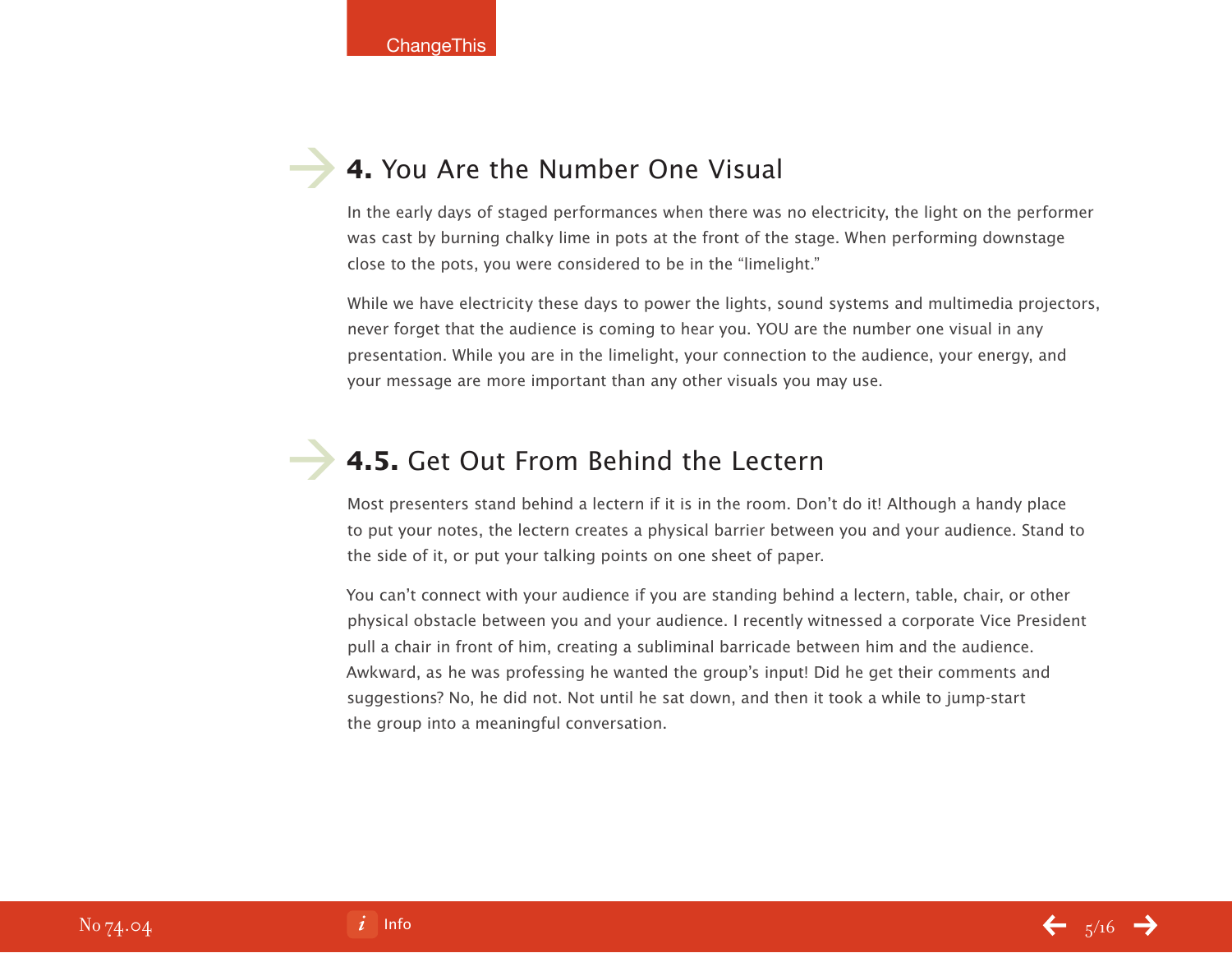## **4.** You Are the Number One Visual

In the early days of staged performances when there was no electricity, the light on the performer was cast by burning chalky lime in pots at the front of the stage. When performing downstage close to the pots, you were considered to be in the "limelight."

While we have electricity these days to power the lights, sound systems and multimedia projectors, never forget that the audience is coming to hear you. YOU are the number one visual in any presentation. While you are in the limelight, your connection to the audience, your energy, and your message are more important than any other visuals you may use.

## **4.5.** Get Out From Behind the Lectern

Most presenters stand behind a lectern if it is in the room. Don't do it! Although a handy place to put your notes, the lectern creates a physical barrier between you and your audience. Stand to the side of it, or put your talking points on one sheet of paper.

You can't connect with your audience if you are standing behind a lectern, table, chair, or other physical obstacle between you and your audience. I recently witnessed a corporate Vice President pull a chair in front of him, creating a subliminal barricade between him and the audience. Awkward, as he was professing he wanted the group's input! Did he get their comments and suggestions? No, he did not. Not until he sat down, and then it took a while to jump-start the group into a meaningful conversation.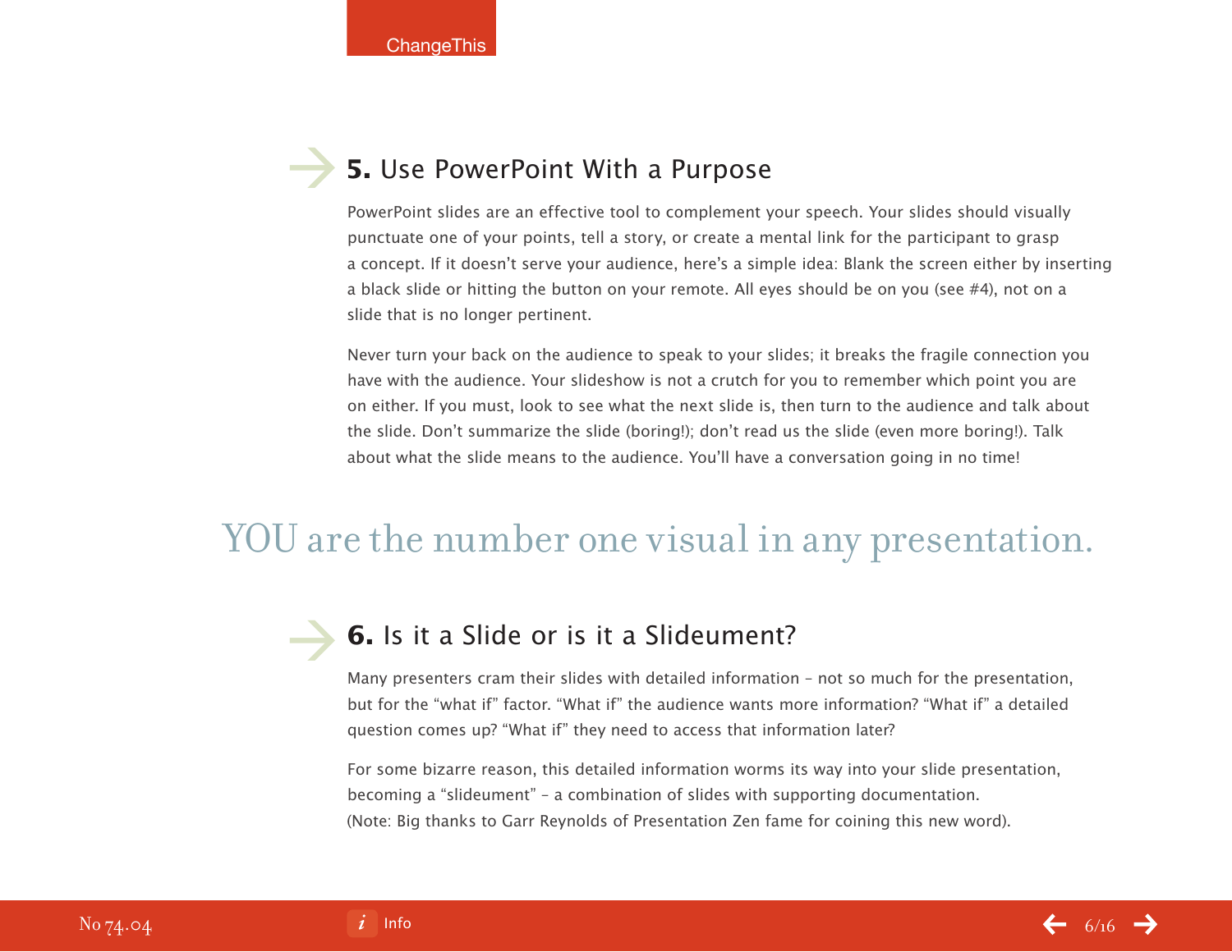## **5.** Use PowerPoint With a Purpose

PowerPoint slides are an effective tool to complement your speech. Your slides should visually punctuate one of your points, tell a story, or create a mental link for the participant to grasp a concept. If it doesn't serve your audience, here's a simple idea: Blank the screen either by inserting a black slide or hitting the button on your remote. All eyes should be on you (see #4), not on a slide that is no longer pertinent.

Never turn your back on the audience to speak to your slides; it breaks the fragile connection you have with the audience. Your slideshow is not a crutch for you to remember which point you are on either. If you must, look to see what the next slide is, then turn to the audience and talk about the slide. Don't summarize the slide (boring!); don't read us the slide (even more boring!). Talk about what the slide means to the audience. You'll have a conversation going in no time!

YOU are the number one visual in any presentation.

## **6.** Is it a Slide or is it a Slideument?

Many presenters cram their slides with detailed information – not so much for the presentation, but for the "what if" factor. "What if" the audience wants more information? "What if" a detailed question comes up? "What if" they need to access that information later?

For some bizarre reason, this detailed information worms its way into your slide presentation, becoming a "slideument" – a combination of slides with supporting documentation. (Note: Big thanks to Garr Reynolds of Presentation Zen fame for coining this new word).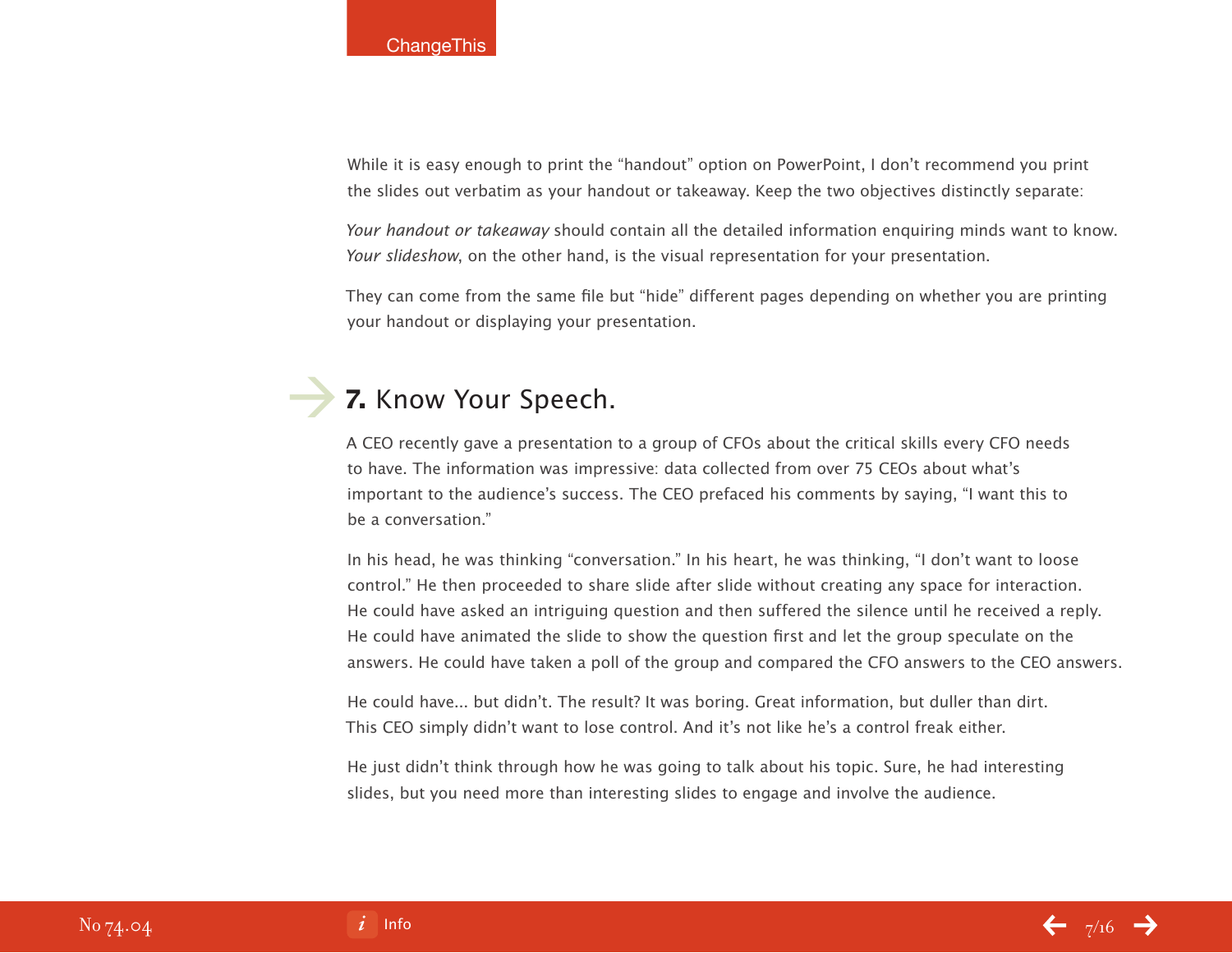While it is easy enough to print the "handout" option on PowerPoint, I don't recommend you print the slides out verbatim as your handout or takeaway. Keep the two objectives distinctly separate:

*Your handout or takeaway* should contain all the detailed information enquiring minds want to know. *Your slideshow*, on the other hand, is the visual representation for your presentation.

They can come from the same file but "hide" different pages depending on whether you are printing your handout or displaying your presentation.

## **7.** Know Your Speech.

A CEO recently gave a presentation to a group of CFOs about the critical skills every CFO needs to have. The information was impressive: data collected from over 75 CEOs about what's important to the audience's success. The CEO prefaced his comments by saying, "I want this to be a conversation."

In his head, he was thinking "conversation." In his heart, he was thinking, "I don't want to loose control." He then proceeded to share slide after slide without creating any space for interaction. He could have asked an intriguing question and then suffered the silence until he received a reply. He could have animated the slide to show the question first and let the group speculate on the answers. He could have taken a poll of the group and compared the CFO answers to the CEO answers.

He could have... but didn't. The result? It was boring. Great information, but duller than dirt. This CEO simply didn't want to lose control. And it's not like he's a control freak either.

He just didn't think through how he was going to talk about his topic. Sure, he had interesting slides, but you need more than interesting slides to engage and involve the audience.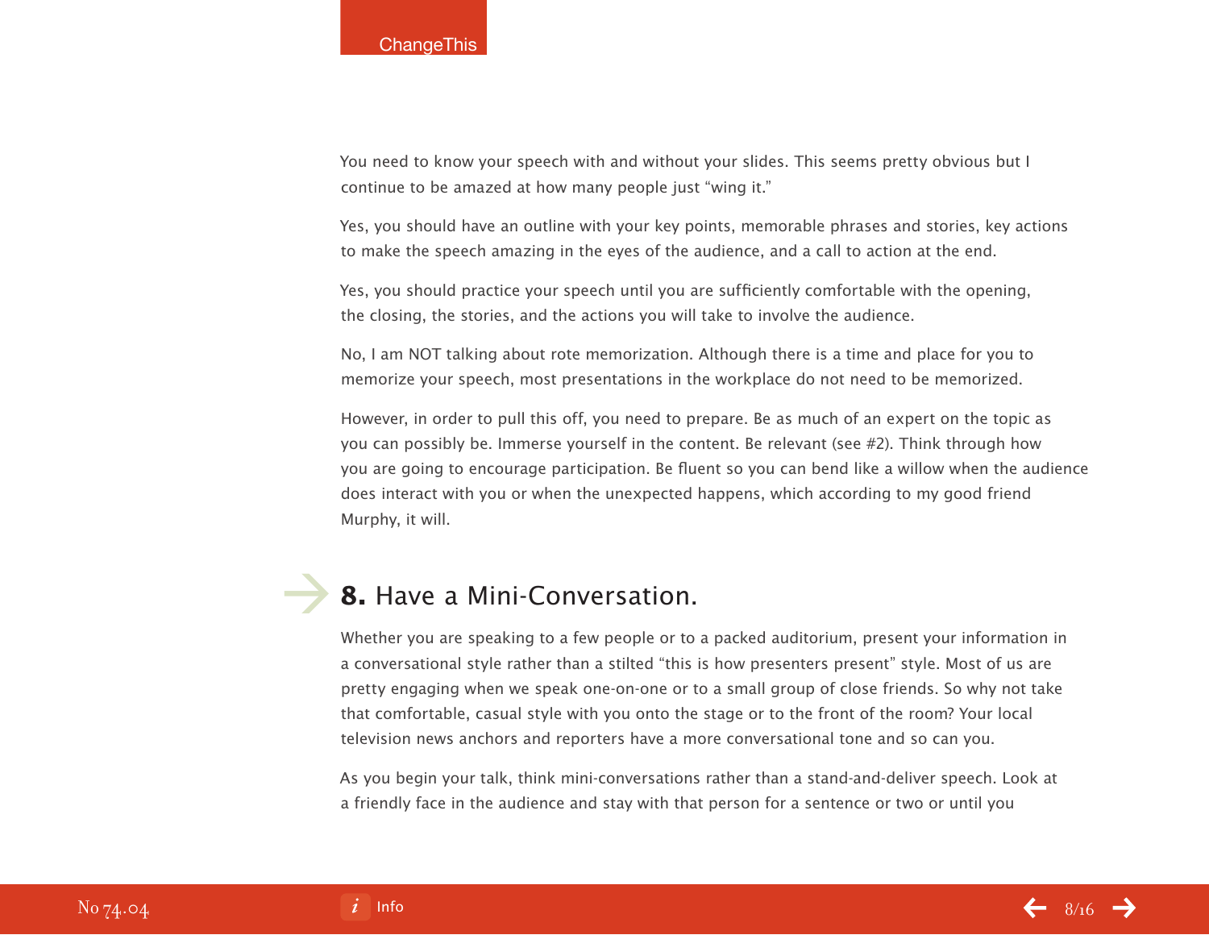You need to know your speech with and without your slides. This seems pretty obvious but I continue to be amazed at how many people just "wing it."

Yes, you should have an outline with your key points, memorable phrases and stories, key actions to make the speech amazing in the eyes of the audience, and a call to action at the end.

Yes, you should practice your speech until you are sufficiently comfortable with the opening, the closing, the stories, and the actions you will take to involve the audience.

No, I am NOT talking about rote memorization. Although there is a time and place for you to memorize your speech, most presentations in the workplace do not need to be memorized.

However, in order to pull this off, you need to prepare. Be as much of an expert on the topic as you can possibly be. Immerse yourself in the content. Be relevant (see #2). Think through how you are going to encourage participation. Be fluent so you can bend like a willow when the audience does interact with you or when the unexpected happens, which according to my good friend Murphy, it will.

## **8.** Have a Mini-Conversation.

Whether you are speaking to a few people or to a packed auditorium, present your information in a conversational style rather than a stilted "this is how presenters present" style. Most of us are pretty engaging when we speak one-on-one or to a small group of close friends. So why not take that comfortable, casual style with you onto the stage or to the front of the room? Your local television news anchors and reporters have a more conversational tone and so can you.

As you begin your talk, think mini-conversations rather than a stand-and-deliver speech. Look at a friendly face in the audience and stay with that person for a sentence or two or until you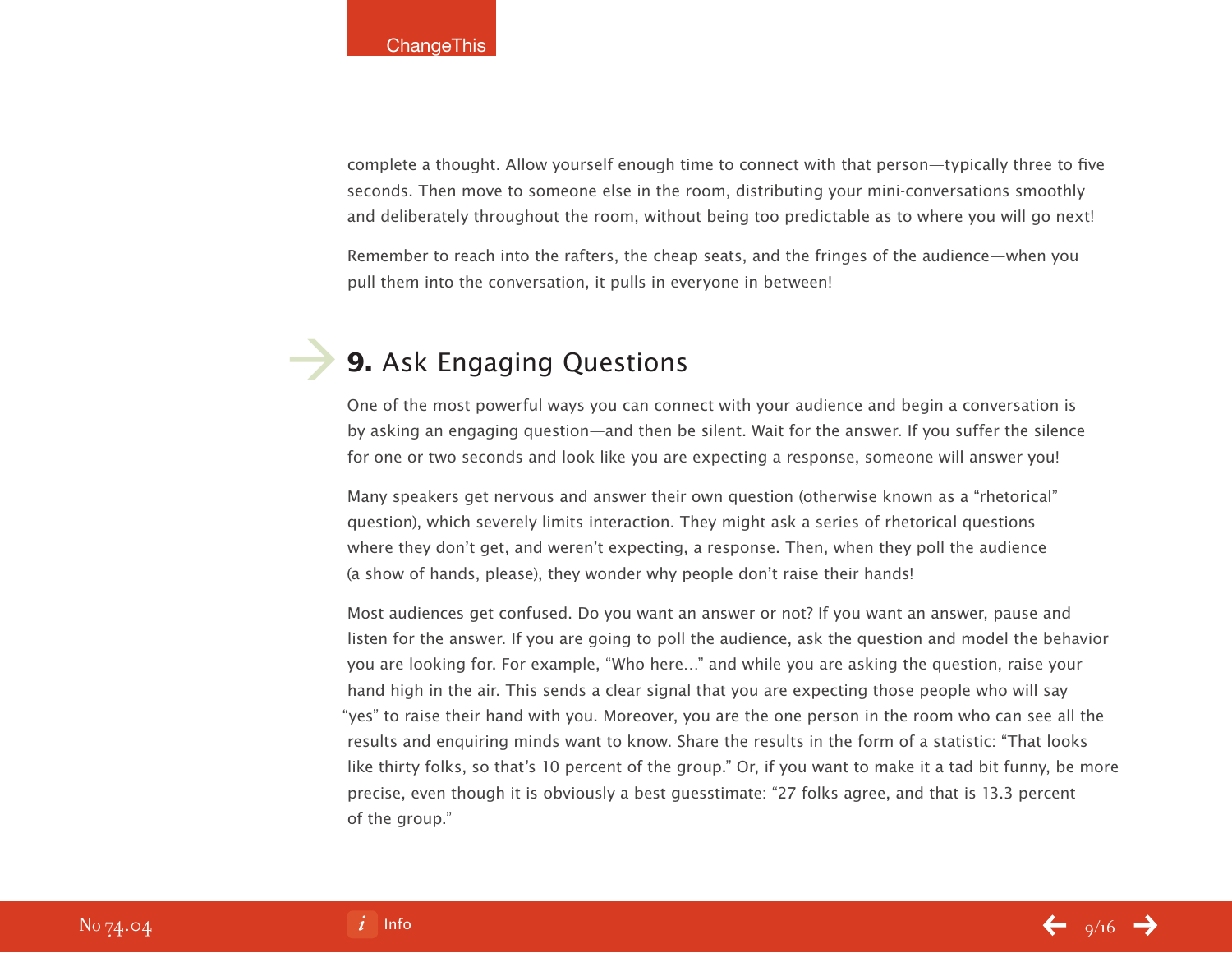complete a thought. Allow yourself enough time to connect with that person—typically three to five seconds. Then move to someone else in the room, distributing your mini-conversations smoothly and deliberately throughout the room, without being too predictable as to where you will go next!

Remember to reach into the rafters, the cheap seats, and the fringes of the audience—when you pull them into the conversation, it pulls in everyone in between!

## **9.** Ask Engaging Questions

One of the most powerful ways you can connect with your audience and begin a conversation is by asking an engaging question—and then be silent. Wait for the answer. If you suffer the silence for one or two seconds and look like you are expecting a response, someone will answer you!

Many speakers get nervous and answer their own question (otherwise known as a "rhetorical" question), which severely limits interaction. They might ask a series of rhetorical questions where they don't get, and weren't expecting, a response. Then, when they poll the audience (a show of hands, please), they wonder why people don't raise their hands!

Most audiences get confused. Do you want an answer or not? If you want an answer, pause and listen for the answer. If you are going to poll the audience, ask the question and model the behavior you are looking for. For example, "Who here…" and while you are asking the question, raise your hand high in the air. This sends a clear signal that you are expecting those people who will say "yes" to raise their hand with you. Moreover, you are the one person in the room who can see all the results and enquiring minds want to know. Share the results in the form of a statistic: "That looks like thirty folks, so that's 10 percent of the group." Or, if you want to make it a tad bit funny, be more precise, even though it is obviously a best guesstimate: "27 folks agree, and that is 13.3 percent of the group."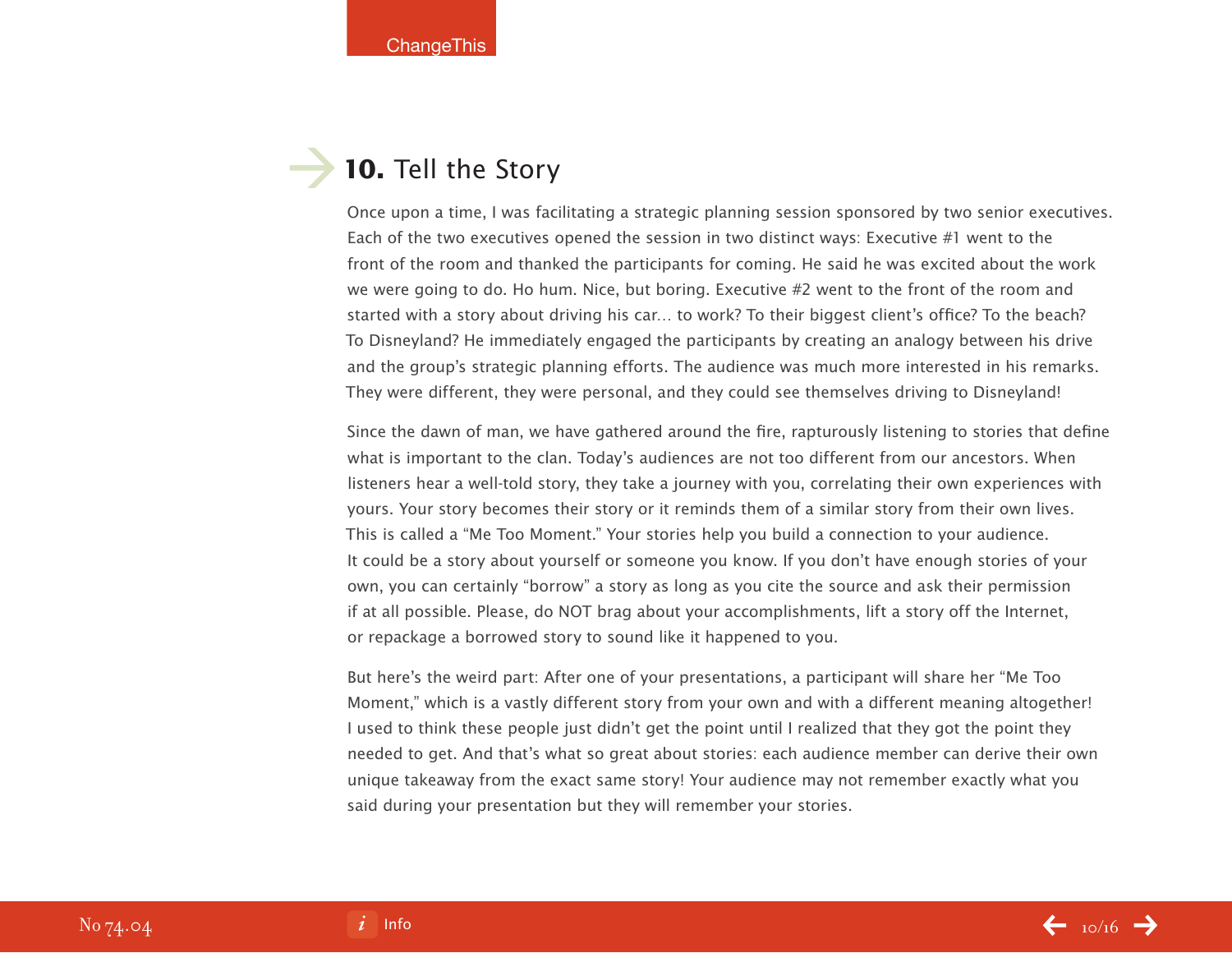## **10.** Tell the Story

Once upon a time, I was facilitating a strategic planning session sponsored by two senior executives. Each of the two executives opened the session in two distinct ways: Executive #1 went to the front of the room and thanked the participants for coming. He said he was excited about the work we were going to do. Ho hum. Nice, but boring. Executive #2 went to the front of the room and started with a story about driving his car… to work? To their biggest client's office? To the beach? To Disneyland? He immediately engaged the participants by creating an analogy between his drive and the group's strategic planning efforts. The audience was much more interested in his remarks. They were different, they were personal, and they could see themselves driving to Disneyland!

Since the dawn of man, we have gathered around the fire, rapturously listening to stories that define what is important to the clan. Today's audiences are not too different from our ancestors. When listeners hear a well-told story, they take a journey with you, correlating their own experiences with yours. Your story becomes their story or it reminds them of a similar story from their own lives. This is called a "Me Too Moment." Your stories help you build a connection to your audience. It could be a story about yourself or someone you know. If you don't have enough stories of your own, you can certainly "borrow" a story as long as you cite the source and ask their permission if at all possible. Please, do NOT brag about your accomplishments, lift a story off the Internet, or repackage a borrowed story to sound like it happened to you.

But here's the weird part: After one of your presentations, a participant will share her "Me Too Moment," which is a vastly different story from your own and with a different meaning altogether! I used to think these people just didn't get the point until I realized that they got the point they needed to get. And that's what so great about stories: each audience member can derive their own unique takeaway from the exact same story! Your audience may not remember exactly what you said during your presentation but they will remember your stories.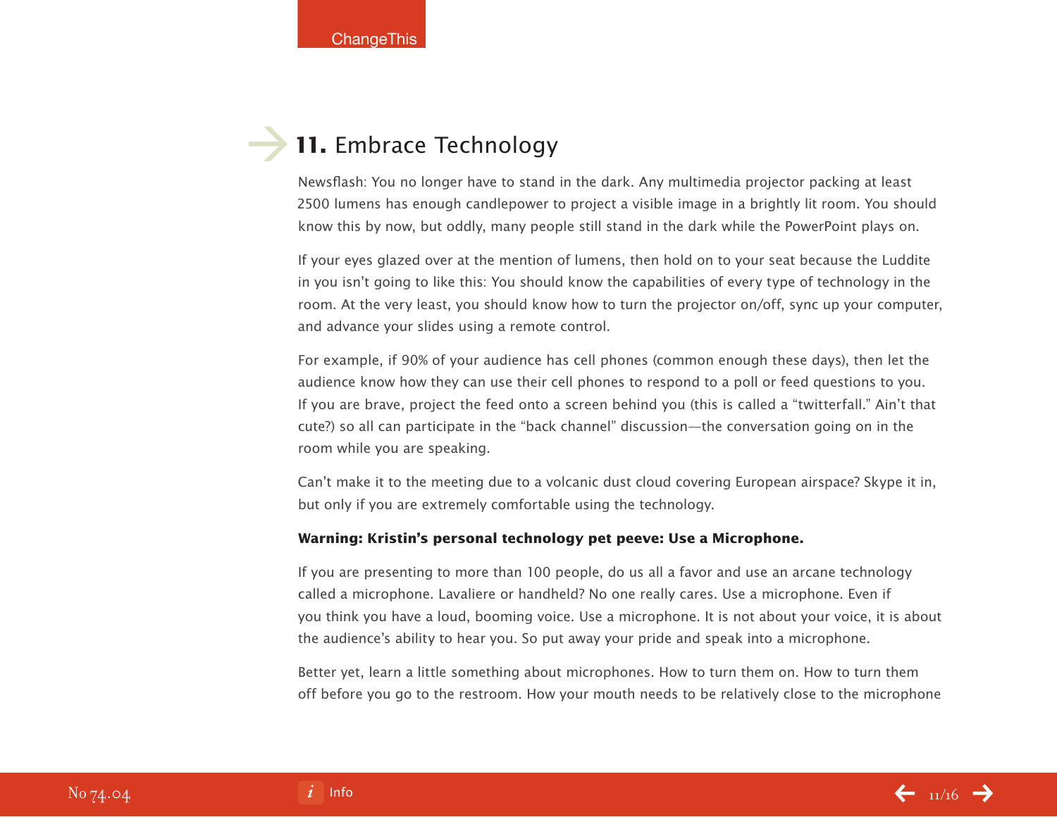## 11. Embrace Technology

Newsflash: You no longer have to stand in the dark. Any multimedia projector packing at least 2500 lumens has enough candlepower to project a visible image in a brightly lit room. You should know this by now, but oddly, many people still stand in the dark while the PowerPoint plays on.

If your eyes glazed over at the mention of lumens, then hold on to your seat because the Luddite in you isn't going to like this: You should know the capabilities of every type of technology in the room. At the very least, you should know how to turn the projector on/off, sync up your computer, and advance your slides using a remote control.

For example, if 90% of your audience has cell phones (common enough these days), then let the audience know how they can use their cell phones to respond to a poll or feed questions to you. If you are brave, project the feed onto a screen behind you (this is called a "twitterfall." Ain't that cute?) so all can participate in the "back channel" discussion—the conversation going on in the room while you are speaking.

Can't make it to the meeting due to a volcanic dust cloud covering European airspace? Skype it in, but only if you are extremely comfortable using the technology.

**Warning: Kristin's personal technology pet peeve: Use a Microphone.**

If you are presenting to more than 100 people, do us all a favor and use an arcane technology called a microphone. Lavaliere or handheld? No one really cares. Use a microphone. Even if you think you have a loud, booming voice. Use a microphone. It is not about your voice, it is about the audience's ability to hear you. So put away your pride and speak into a microphone.

Better yet, learn a little something about microphones. How to turn them on. How to turn them off before you go to the restroom. How your mouth needs to be relatively close to the microphone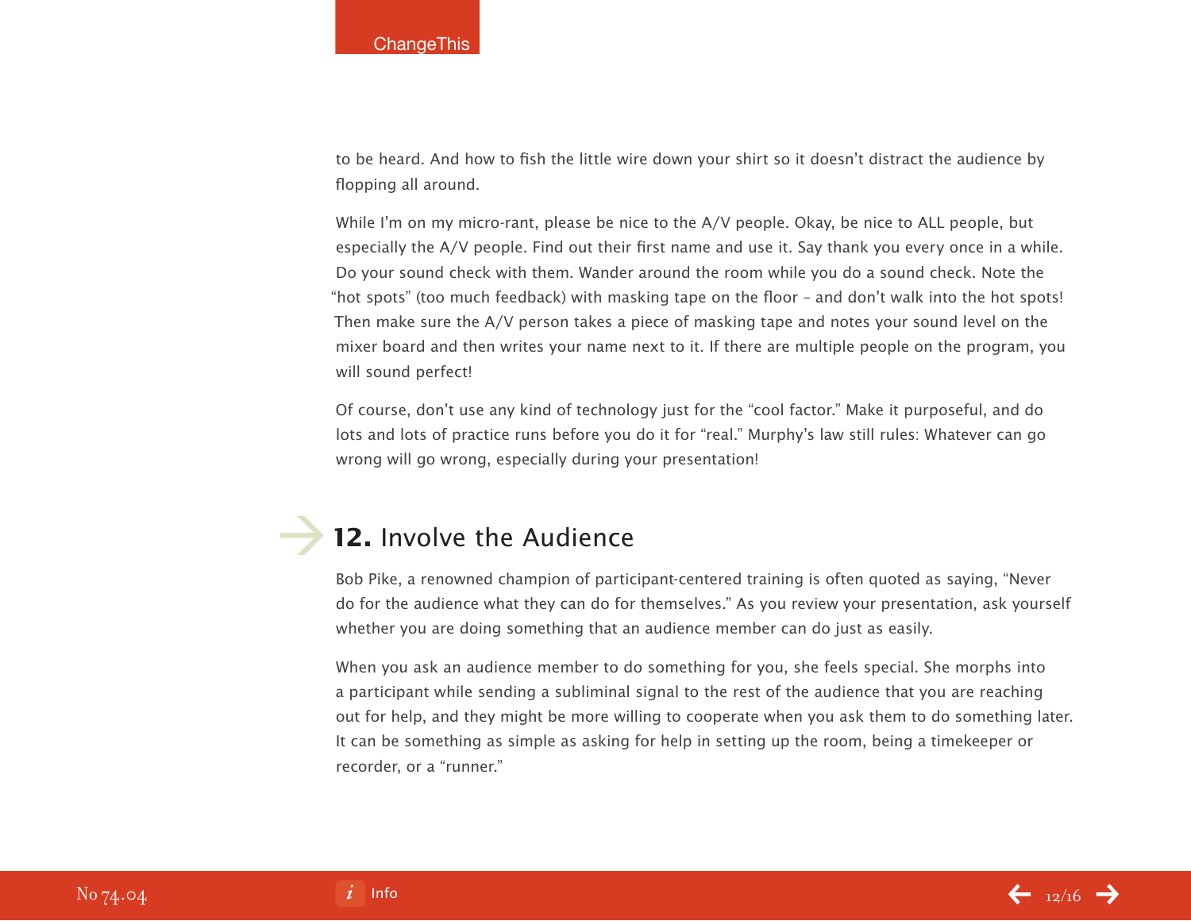to be heard. And how to fish the little wire down your shirt so it doesn't distract the audience by flopping all around.

While I'm on my micro-rant, please be nice to the A/V people. Okay, be nice to ALL people, but especially the A/V people. Find out their first name and use it. Say thank you every once in a while. Do your sound check with them. Wander around the room while you do a sound check. Note the "hot spots" (too much feedback) with masking tape on the floor – and don't walk into the hot spots! Then make sure the A/V person takes a piece of masking tape and notes your sound level on the mixer board and then writes your name next to it. If there are multiple people on the program, you will sound perfect!

Of course, don't use any kind of technology just for the "cool factor." Make it purposeful, and do lots and lots of practice runs before you do it for "real." Murphy's law still rules: Whatever can go wrong will go wrong, especially during your presentation!

## **12.** Involve the Audience

Bob Pike, a renowned champion of participant-centered training is often quoted as saying, "Never do for the audience what they can do for themselves." As you review your presentation, ask yourself whether you are doing something that an audience member can do just as easily.

When you ask an audience member to do something for you, she feels special. She morphs into a participant while sending a subliminal signal to the rest of the audience that you are reaching out for help, and they might be more willing to cooperate when you ask them to do something later. It can be something as simple as asking for help in setting up the room, being a timekeeper or recorder, or a "runner."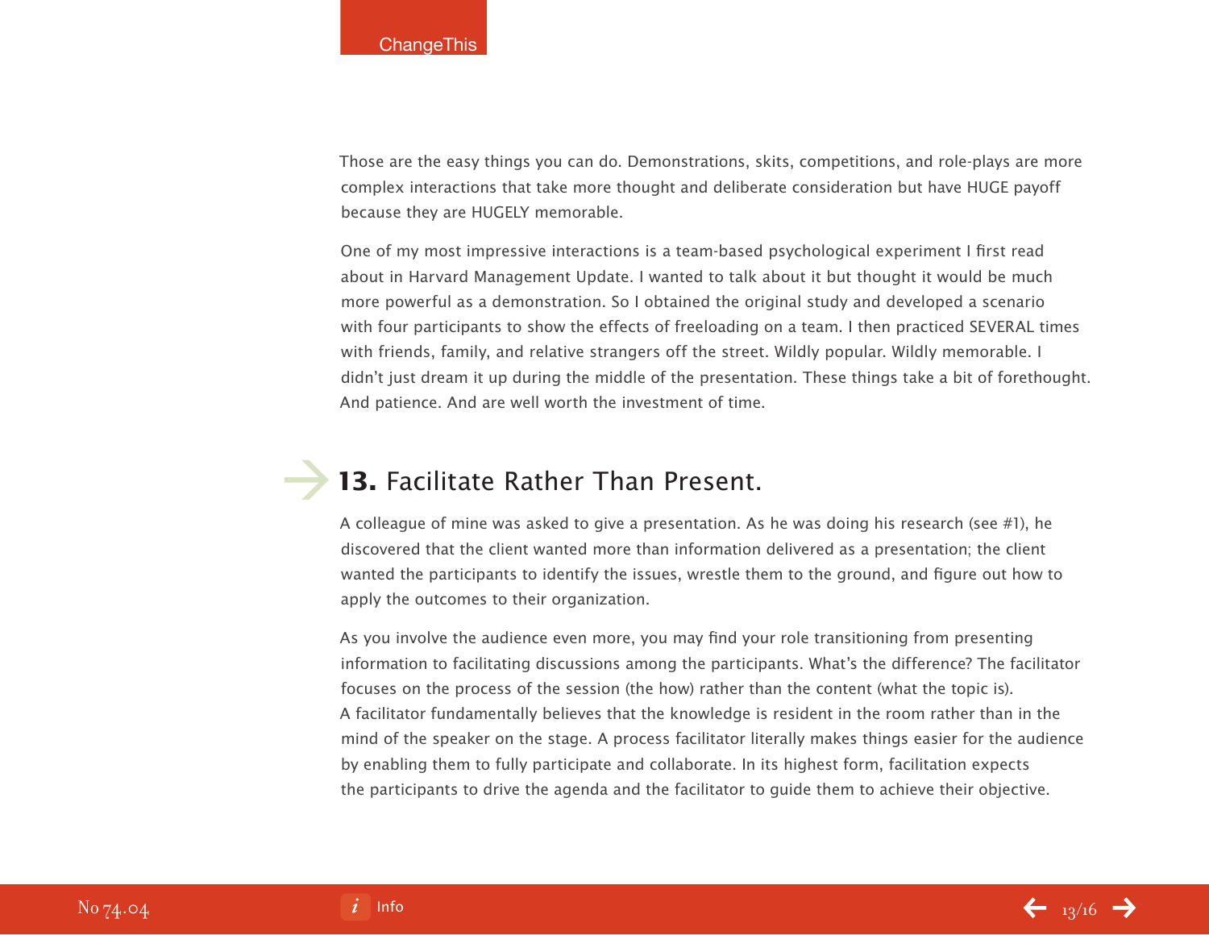Those are the easy things you can do. Demonstrations, skits, competitions, and role-plays are more complex interactions that take more thought and deliberate consideration but have HUGE payoff because they are HUGELY memorable.

One of my most impressive interactions is a team-based psychological experiment I first read about in Harvard Management Update. I wanted to talk about it but thought it would be much more powerful as a demonstration. So I obtained the original study and developed a scenario with four participants to show the effects of freeloading on a team. I then practiced SEVERAL times with friends, family, and relative strangers off the street. Wildly popular. Wildly memorable. I didn't just dream it up during the middle of the presentation. These things take a bit of forethought. And patience. And are well worth the investment of time.

## **13.** Facilitate Rather Than Present.

A colleague of mine was asked to give a presentation. As he was doing his research (see #1), he discovered that the client wanted more than information delivered as a presentation; the client wanted the participants to identify the issues, wrestle them to the ground, and figure out how to apply the outcomes to their organization.

As you involve the audience even more, you may find your role transitioning from presenting information to facilitating discussions among the participants. What's the difference? The facilitator focuses on the process of the session (the how) rather than the content (what the topic is). A facilitator fundamentally believes that the knowledge is resident in the room rather than in the mind of the speaker on the stage. A process facilitator literally makes things easier for the audience by enabling them to fully participate and collaborate. In its highest form, facilitation expects the participants to drive the agenda and the facilitator to guide them to achieve their objective.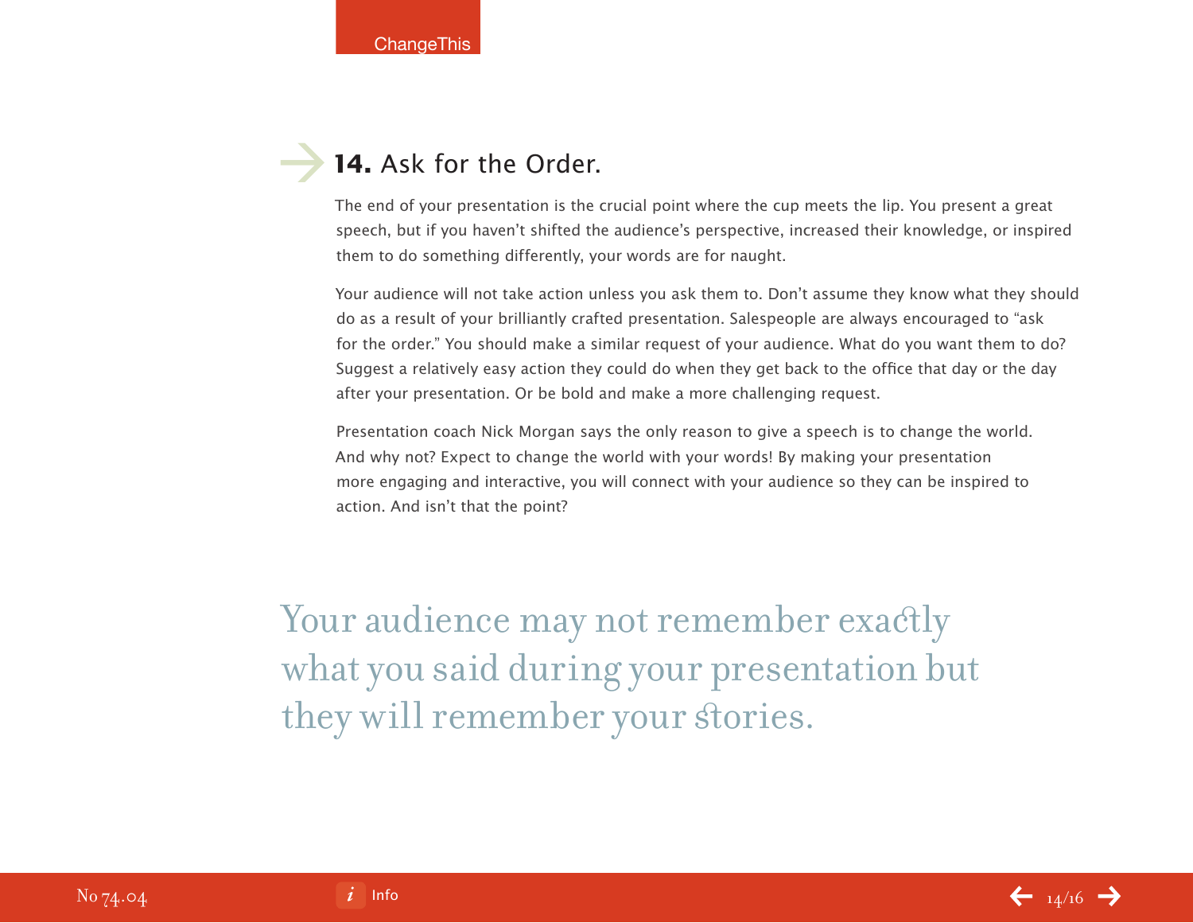## **14.** Ask for the Order.

The end of your presentation is the crucial point where the cup meets the lip. You present a great speech, but if you haven't shifted the audience's perspective, increased their knowledge, or inspired them to do something differently, your words are for naught.

Your audience will not take action unless you ask them to. Don't assume they know what they should do as a result of your brilliantly crafted presentation. Salespeople are always encouraged to "ask for the order." You should make a similar request of your audience. What do you want them to do? Suggest a relatively easy action they could do when they get back to the office that day or the day after your presentation. Or be bold and make a more challenging request.

Presentation coach Nick Morgan says the only reason to give a speech is to change the world. And why not? Expect to change the world with your words! By making your presentation more engaging and interactive, you will connect with your audience so they can be inspired to action. And isn't that the point?

> Your audience may not remember exactly what you said during your presentation but they will remember your stories.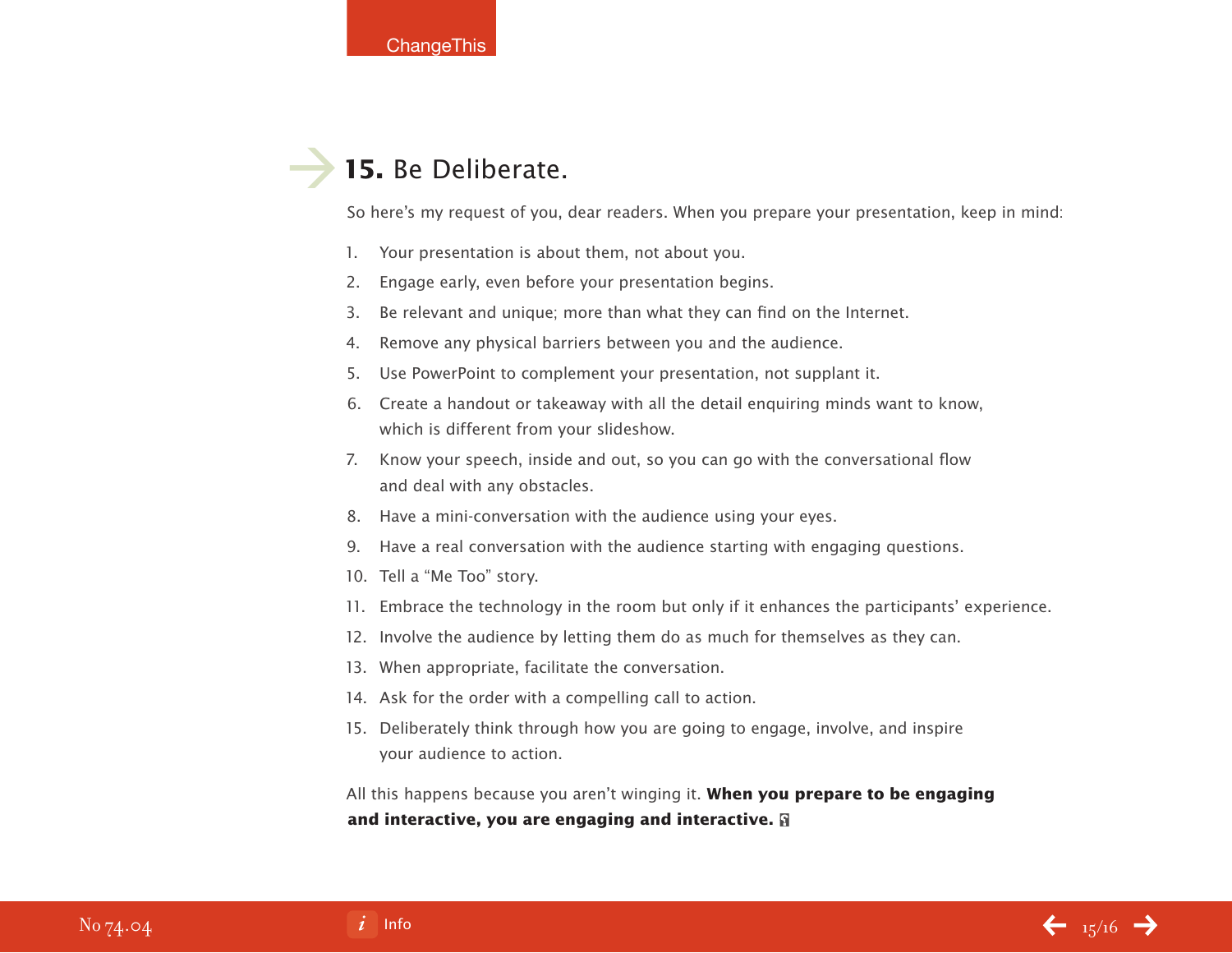## **15.** Be Deliberate.

So here's my request of you, dear readers. When you prepare your presentation, keep in mind:

1. Your presentation is about them, not about you.
2. Engage early, even before your presentation begins.
3. Be relevant and unique; more than what they can find on the Internet.
4. Remove any physical barriers between you and the audience.
5. Use PowerPoint to complement your presentation, not supplant it.
6. Create a handout or takeaway with all the detail enquiring minds want to know, which is different from your slideshow.
7. Know your speech, inside and out, so you can go with the conversational flow and deal with any obstacles.
8. Have a mini-conversation with the audience using your eyes.
9. Have a real conversation with the audience starting with engaging questions.
10. Tell a "Me Too" story.
11. Embrace the technology in the room but only if it enhances the participants' experience.
12. Involve the audience by letting them do as much for themselves as they can.
13. When appropriate, facilitate the conversation.
14. Ask for the order with a compelling call to action.
15. Deliberately think through how you are going to engage, involve, and inspire your audience to action.

All this happens because you aren't winging it. **When you prepare to be engaging and interactive, you are engaging and interactive.**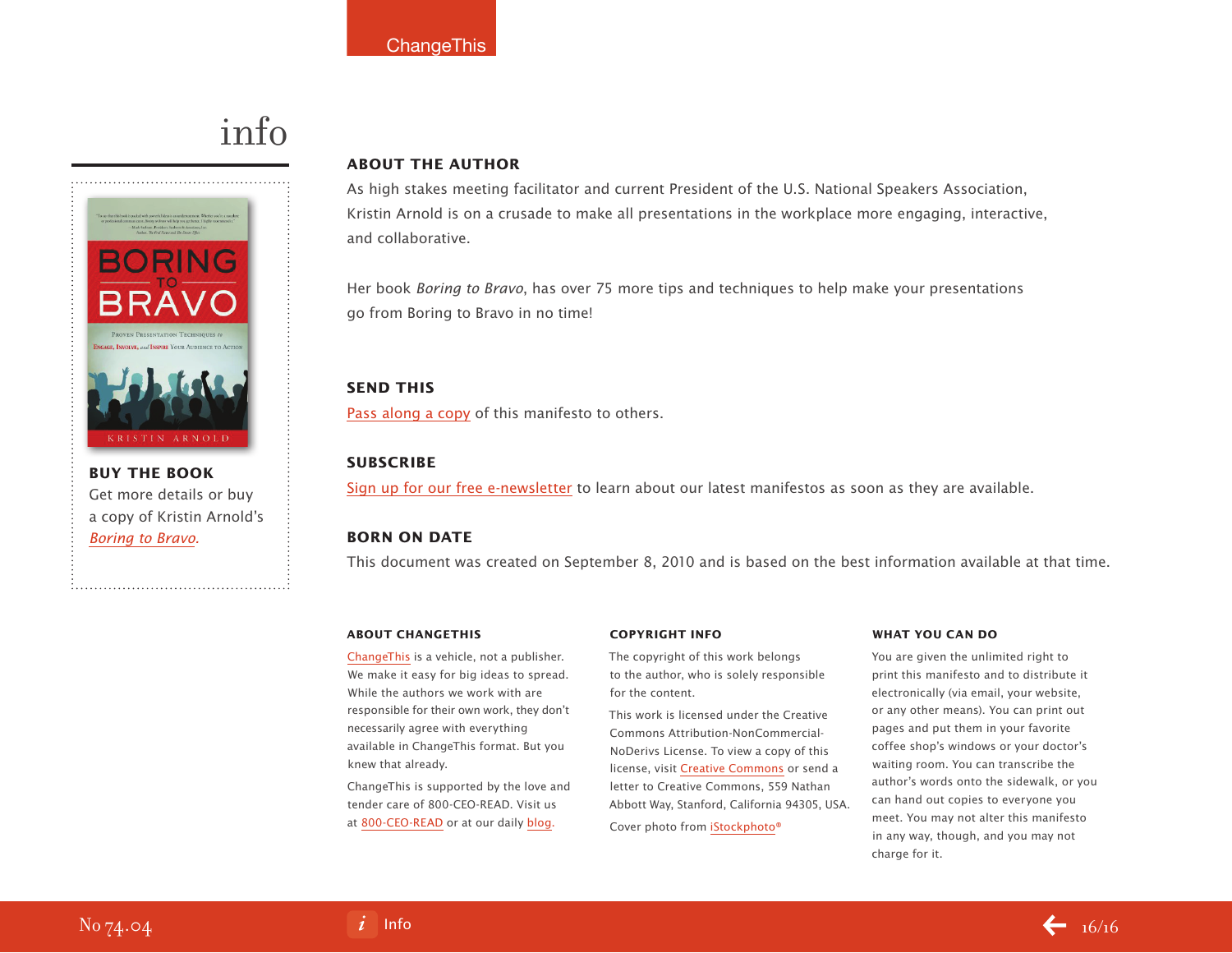# info

**BUY THE BOOK**
Get more details or buy a copy of Kristin Arnold's *Boring to Bravo*.

## ABOUT THE AUTHOR

As high stakes meeting facilitator and current President of the U.S. National Speakers Association, Kristin Arnold is on a crusade to make all presentations in the workplace more engaging, interactive, and collaborative.

Her book *Boring to Bravo*, has over 75 more tips and techniques to help make your presentations go from Boring to Bravo in no time!

## SEND THIS

Pass along a copy of this manifesto to others.

## SUBSCRIBE

Sign up for our free e-newsletter to learn about our latest manifestos as soon as they are available.

## BORN ON DATE

This document was created on September 8, 2010 and is based on the best information available at that time.

### ABOUT CHANGETHIS

ChangeThis is a vehicle, not a publisher. We make it easy for big ideas to spread. While the authors we work with are responsible for their own work, they don't necessarily agree with everything available in ChangeThis format. But you knew that already.

ChangeThis is supported by the love and tender care of 800-CEO-READ. Visit us at 800-CEO-READ or at our daily blog.

### COPYRIGHT INFO

The copyright of this work belongs to the author, who is solely responsible for the content.

This work is licensed under the Creative Commons Attribution-NonCommercial-NoDerivs License. To view a copy of this license, visit Creative Commons or send a letter to Creative Commons, 559 Nathan Abbott Way, Stanford, California 94305, USA.

Cover photo from iStockphoto®

### WHAT YOU CAN DO

You are given the unlimited right to print this manifesto and to distribute it electronically (via email, your website, or any other means). You can print out pages and put them in your favorite coffee shop's windows or your doctor's waiting room. You can transcribe the author's words onto the sidewalk, or you can hand out copies to everyone you meet. You may not alter this manifesto in any way, though, and you may not charge for it.